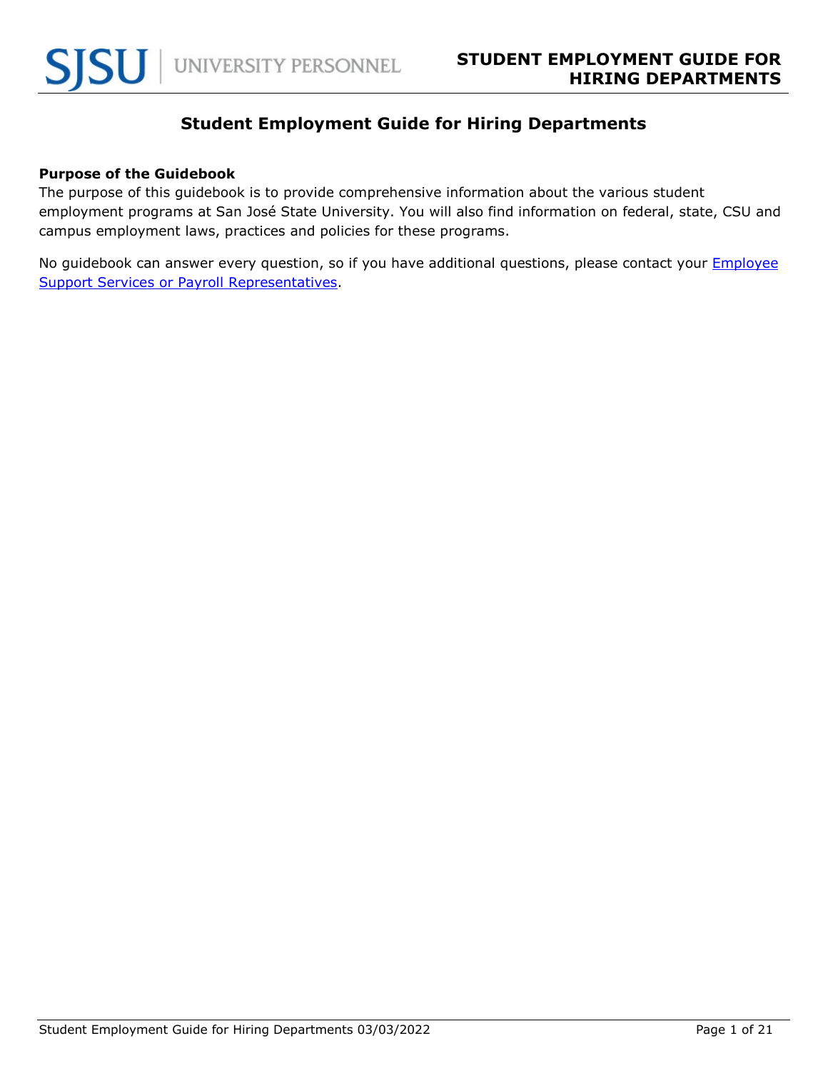# Student Employment Guide for Hiring Departments

**Purpose of the Guidebook**

The purpose of this guidebook is to provide comprehensive information about the various student employment programs at San José State University. You will also find information on federal, state, CSU and campus employment laws, practices and policies for these programs.

No guidebook can answer every question, so if you have additional questions, please contact your Employee Support Services or Payroll Representatives.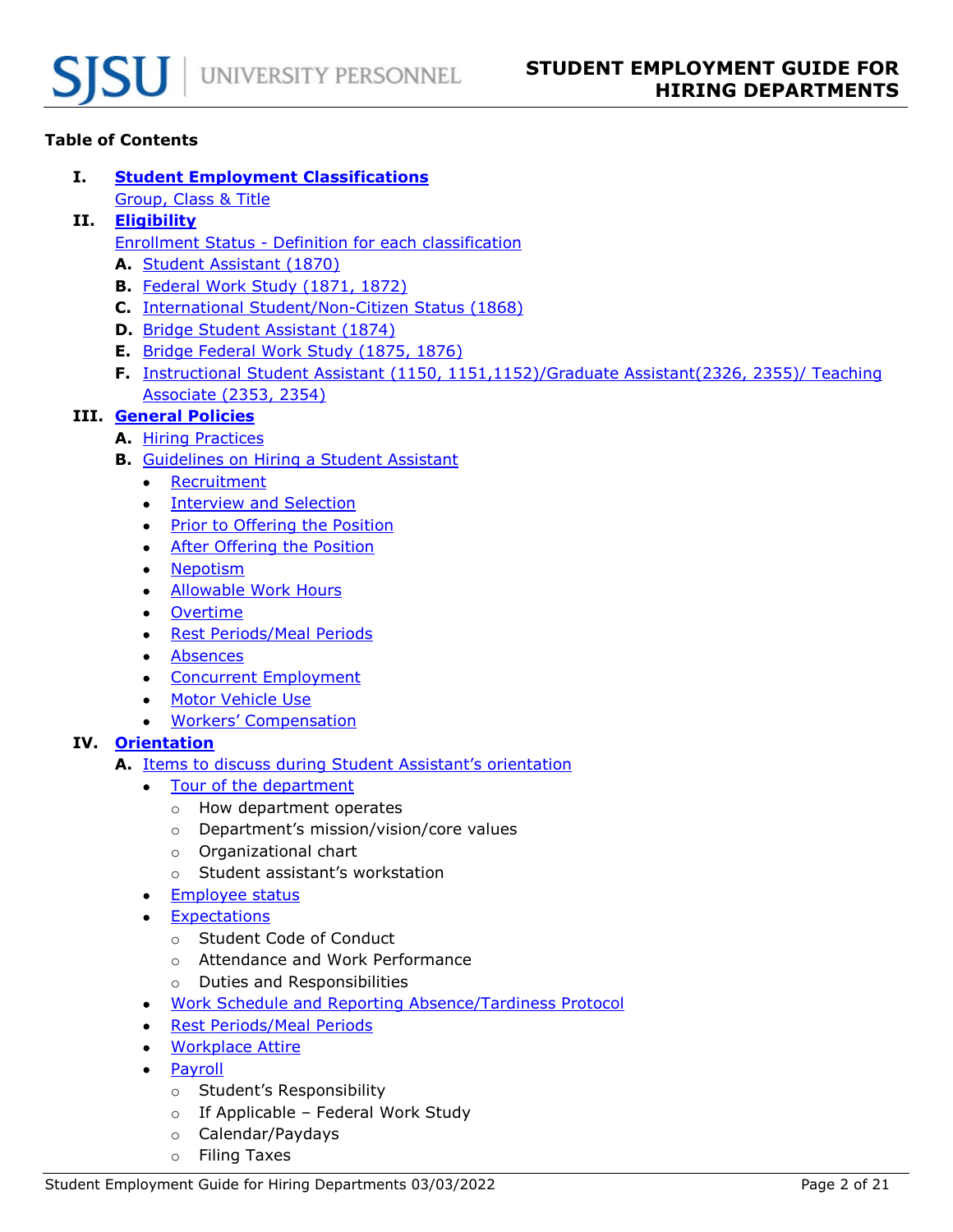**Table of Contents**

- **I. Student Employment Classifications**
  - Group, Class & Title
- **II. Eligibility**
  - Enrollment Status - Definition for each classification
  - **A.** Student Assistant (1870)
  - **B.** Federal Work Study (1871, 1872)
  - **C.** International Student/Non-Citizen Status (1868)
  - **D.** Bridge Student Assistant (1874)
  - **E.** Bridge Federal Work Study (1875, 1876)
  - **F.** Instructional Student Assistant (1150, 1151,1152)/Graduate Assistant(2326, 2355)/ Teaching Associate (2353, 2354)
- **III. General Policies**
  - **A.** Hiring Practices
  - **B.** Guidelines on Hiring a Student Assistant
    - Recruitment
    - Interview and Selection
    - Prior to Offering the Position
    - After Offering the Position
    - Nepotism
    - Allowable Work Hours
    - Overtime
    - Rest Periods/Meal Periods
    - Absences
    - Concurrent Employment
    - Motor Vehicle Use
    - Workers' Compensation
- **IV. Orientation**
  - **A.** Items to discuss during Student Assistant's orientation
    - Tour of the department
      - How department operates
      - Department's mission/vision/core values
      - Organizational chart
      - Student assistant's workstation
    - Employee status
    - Expectations
      - Student Code of Conduct
      - Attendance and Work Performance
      - Duties and Responsibilities
    - Work Schedule and Reporting Absence/Tardiness Protocol
    - Rest Periods/Meal Periods
    - Workplace Attire
    - Payroll
      - Student's Responsibility
      - If Applicable – Federal Work Study
      - Calendar/Paydays
      - Filing Taxes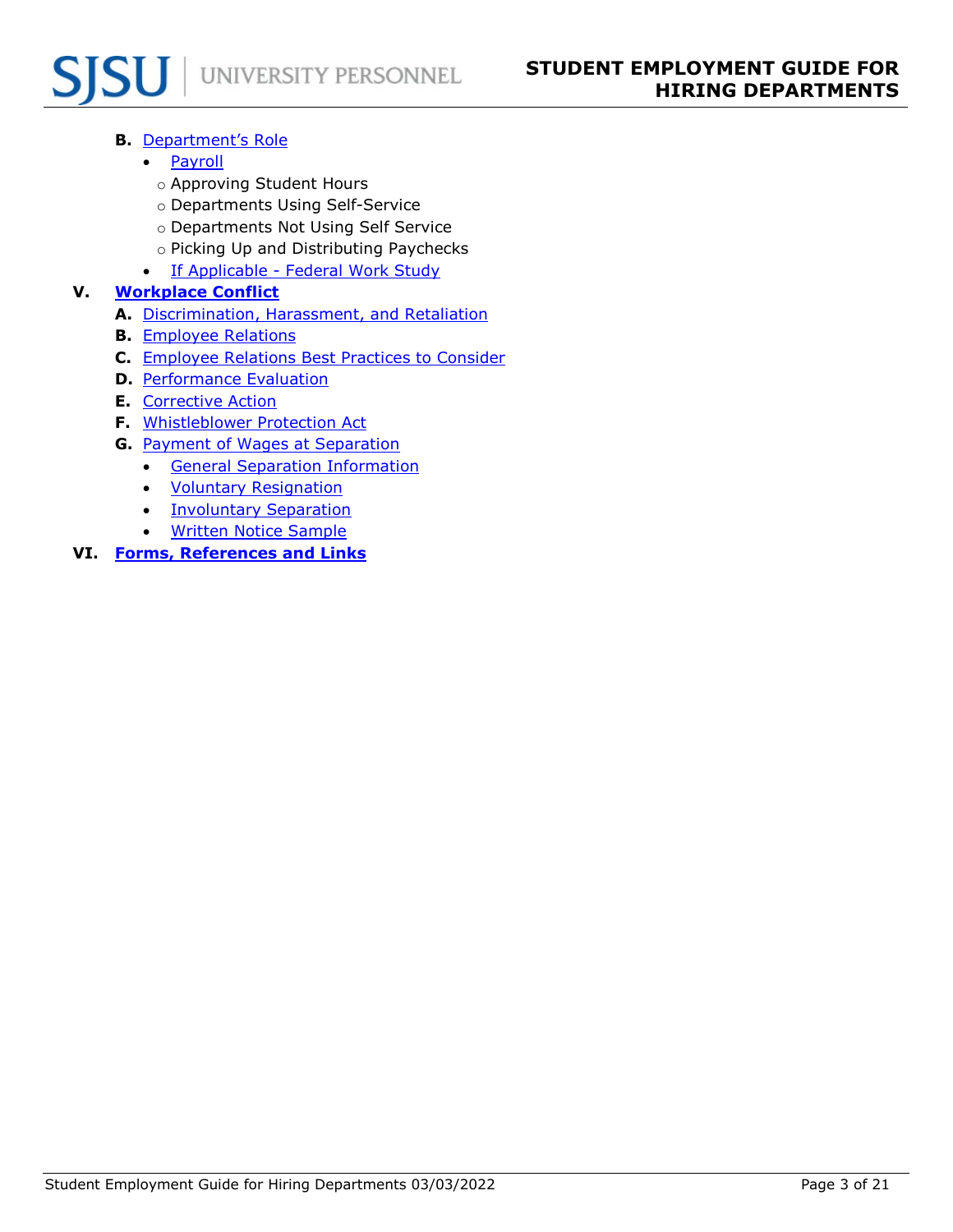- **B.** Department's Role
  - Payroll
    - Approving Student Hours
    - Departments Using Self-Service
    - Departments Not Using Self Service
    - Picking Up and Distributing Paychecks
  - If Applicable - Federal Work Study

**V. Workplace Conflict**

- **A.** Discrimination, Harassment, and Retaliation
- **B.** Employee Relations
- **C.** Employee Relations Best Practices to Consider
- **D.** Performance Evaluation
- **E.** Corrective Action
- **F.** Whistleblower Protection Act
- **G.** Payment of Wages at Separation
  - General Separation Information
  - Voluntary Resignation
  - Involuntary Separation
  - Written Notice Sample

**VI. Forms, References and Links**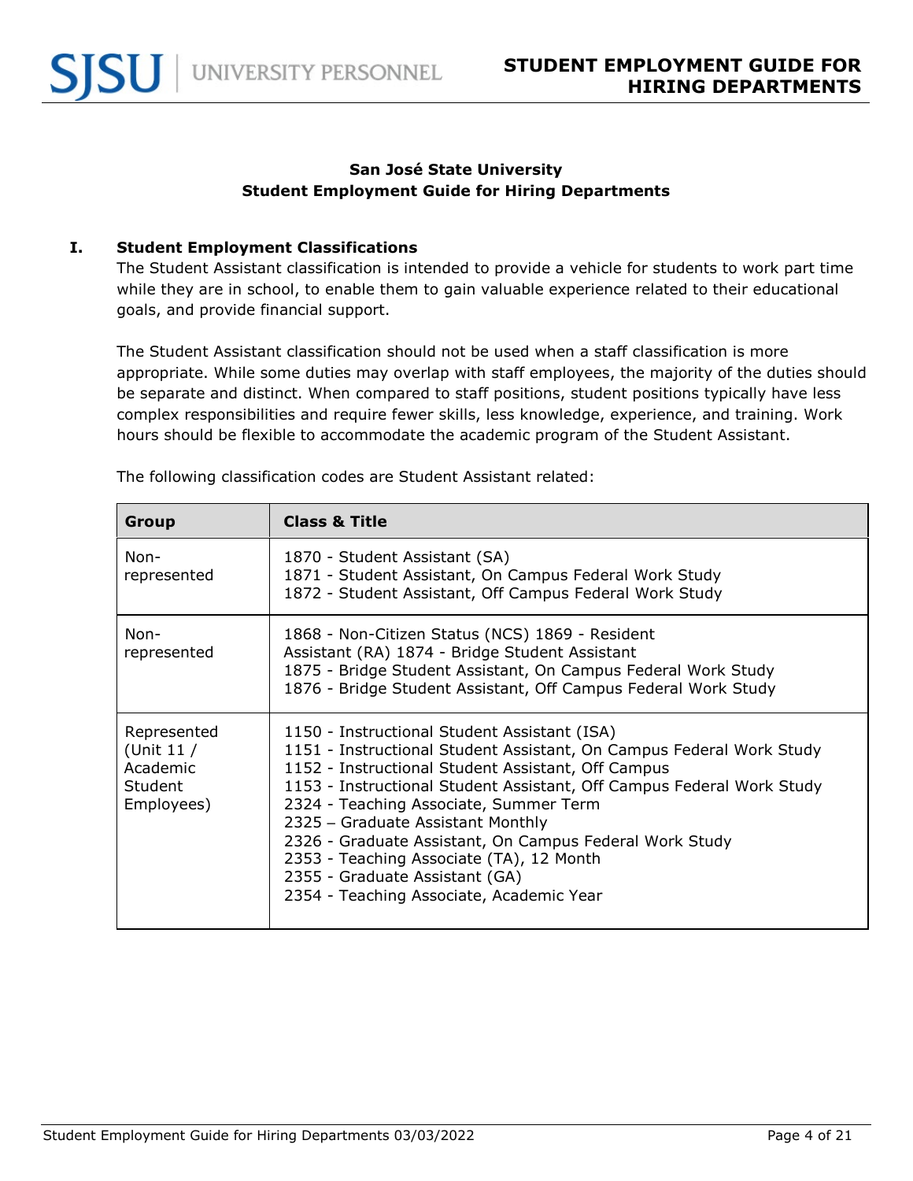**San José State University**
**Student Employment Guide for Hiring Departments**

## I. Student Employment Classifications

The Student Assistant classification is intended to provide a vehicle for students to work part time while they are in school, to enable them to gain valuable experience related to their educational goals, and provide financial support.

The Student Assistant classification should not be used when a staff classification is more appropriate. While some duties may overlap with staff employees, the majority of the duties should be separate and distinct. When compared to staff positions, student positions typically have less complex responsibilities and require fewer skills, less knowledge, experience, and training. Work hours should be flexible to accommodate the academic program of the Student Assistant.

The following classification codes are Student Assistant related:

| Group | Class & Title |
| --- | --- |
| Non-represented | 1870 - Student Assistant (SA)<br>1871 - Student Assistant, On Campus Federal Work Study<br>1872 - Student Assistant, Off Campus Federal Work Study |
| Non-represented | 1868 - Non-Citizen Status (NCS) 1869 - Resident Assistant (RA) 1874 - Bridge Student Assistant<br>1875 - Bridge Student Assistant, On Campus Federal Work Study<br>1876 - Bridge Student Assistant, Off Campus Federal Work Study |
| Represented (Unit 11 / Academic Student Employees) | 1150 - Instructional Student Assistant (ISA)<br>1151 - Instructional Student Assistant, On Campus Federal Work Study<br>1152 - Instructional Student Assistant, Off Campus<br>1153 - Instructional Student Assistant, Off Campus Federal Work Study<br>2324 - Teaching Associate, Summer Term<br>2325 – Graduate Assistant Monthly<br>2326 - Graduate Assistant, On Campus Federal Work Study<br>2353 - Teaching Associate (TA), 12 Month<br>2355 - Graduate Assistant (GA)<br>2354 - Teaching Associate, Academic Year |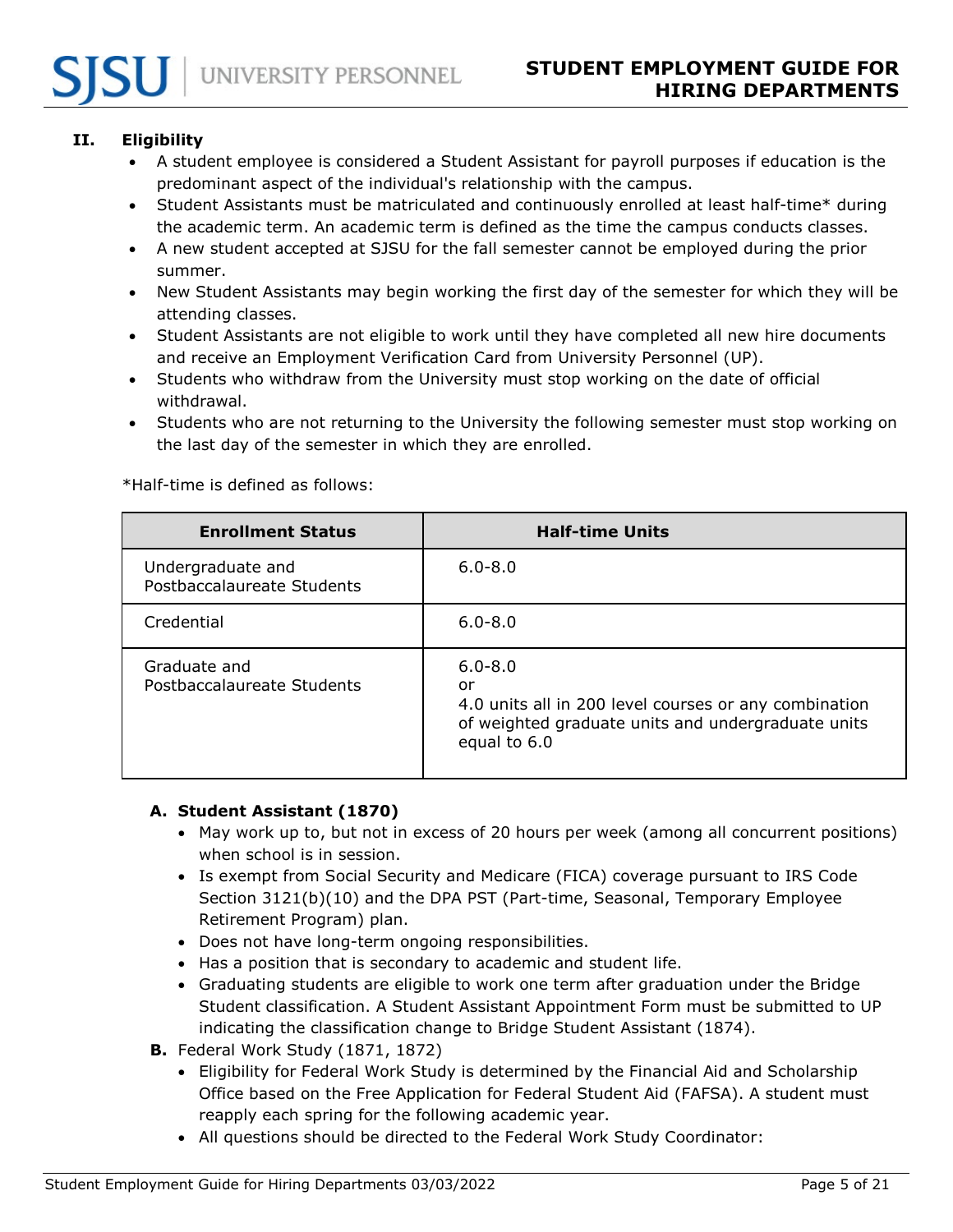## II. Eligibility

- A student employee is considered a Student Assistant for payroll purposes if education is the predominant aspect of the individual's relationship with the campus.
- Student Assistants must be matriculated and continuously enrolled at least half-time* during the academic term. An academic term is defined as the time the campus conducts classes.
- A new student accepted at SJSU for the fall semester cannot be employed during the prior summer.
- New Student Assistants may begin working the first day of the semester for which they will be attending classes.
- Student Assistants are not eligible to work until they have completed all new hire documents and receive an Employment Verification Card from University Personnel (UP).
- Students who withdraw from the University must stop working on the date of official withdrawal.
- Students who are not returning to the University the following semester must stop working on the last day of the semester in which they are enrolled.

*Half-time is defined as follows:

| Enrollment Status | Half-time Units |
| --- | --- |
| Undergraduate and Postbaccalaureate Students | 6.0-8.0 |
| Credential | 6.0-8.0 |
| Graduate and Postbaccalaureate Students | 6.0-8.0 or 4.0 units all in 200 level courses or any combination of weighted graduate units and undergraduate units equal to 6.0 |

### A. Student Assistant (1870)

- May work up to, but not in excess of 20 hours per week (among all concurrent positions) when school is in session.
- Is exempt from Social Security and Medicare (FICA) coverage pursuant to IRS Code Section 3121(b)(10) and the DPA PST (Part-time, Seasonal, Temporary Employee Retirement Program) plan.
- Does not have long-term ongoing responsibilities.
- Has a position that is secondary to academic and student life.
- Graduating students are eligible to work one term after graduation under the Bridge Student classification. A Student Assistant Appointment Form must be submitted to UP indicating the classification change to Bridge Student Assistant (1874).

### B. Federal Work Study (1871, 1872)

- Eligibility for Federal Work Study is determined by the Financial Aid and Scholarship Office based on the Free Application for Federal Student Aid (FAFSA). A student must reapply each spring for the following academic year.
- All questions should be directed to the Federal Work Study Coordinator: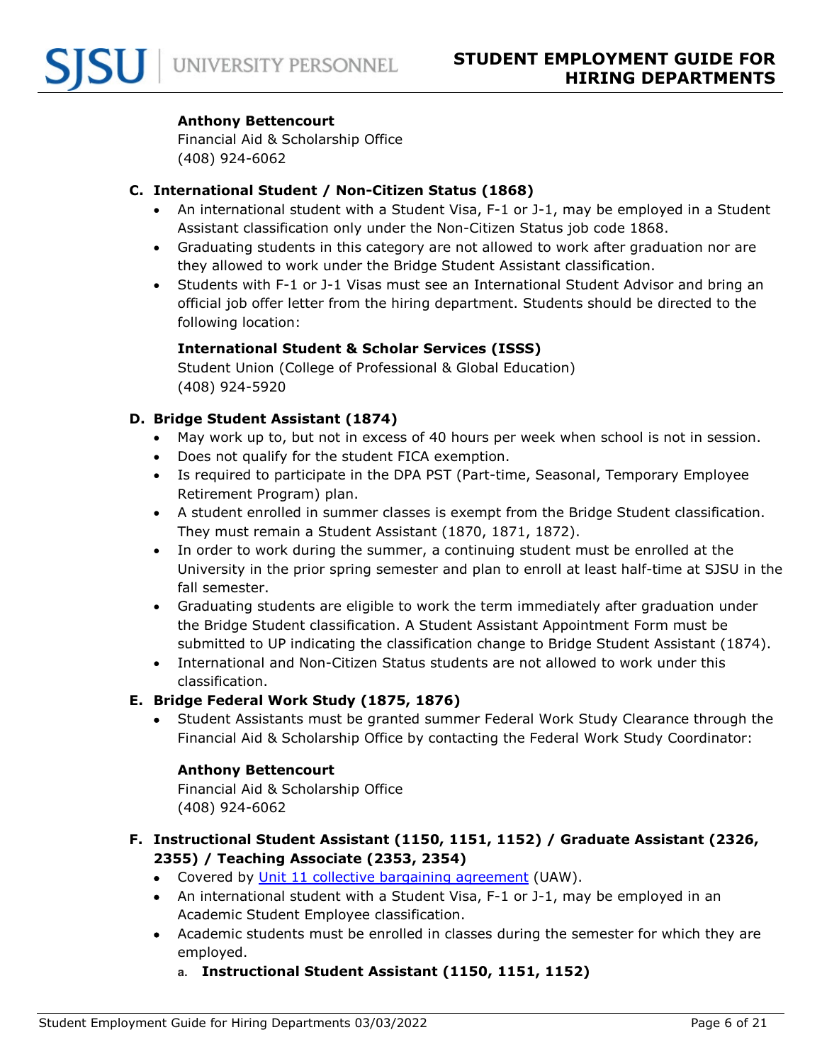**Anthony Bettencourt**
Financial Aid & Scholarship Office
(408) 924-6062

### C. International Student / Non-Citizen Status (1868)

- An international student with a Student Visa, F-1 or J-1, may be employed in a Student Assistant classification only under the Non-Citizen Status job code 1868.
- Graduating students in this category are not allowed to work after graduation nor are they allowed to work under the Bridge Student Assistant classification.
- Students with F-1 or J-1 Visas must see an International Student Advisor and bring an official job offer letter from the hiring department. Students should be directed to the following location:

**International Student & Scholar Services (ISSS)**
Student Union (College of Professional & Global Education)
(408) 924-5920

### D. Bridge Student Assistant (1874)

- May work up to, but not in excess of 40 hours per week when school is not in session.
- Does not qualify for the student FICA exemption.
- Is required to participate in the DPA PST (Part-time, Seasonal, Temporary Employee Retirement Program) plan.
- A student enrolled in summer classes is exempt from the Bridge Student classification. They must remain a Student Assistant (1870, 1871, 1872).
- In order to work during the summer, a continuing student must be enrolled at the University in the prior spring semester and plan to enroll at least half-time at SJSU in the fall semester.
- Graduating students are eligible to work the term immediately after graduation under the Bridge Student classification. A Student Assistant Appointment Form must be submitted to UP indicating the classification change to Bridge Student Assistant (1874).
- International and Non-Citizen Status students are not allowed to work under this classification.

### E. Bridge Federal Work Study (1875, 1876)

- Student Assistants must be granted summer Federal Work Study Clearance through the Financial Aid & Scholarship Office by contacting the Federal Work Study Coordinator:

**Anthony Bettencourt**
Financial Aid & Scholarship Office
(408) 924-6062

### F. Instructional Student Assistant (1150, 1151, 1152) / Graduate Assistant (2326, 2355) / Teaching Associate (2353, 2354)

- Covered by [Unit 11 collective bargaining agreement](#) (UAW).
- An international student with a Student Visa, F-1 or J-1, may be employed in an Academic Student Employee classification.
- Academic students must be enrolled in classes during the semester for which they are employed.

a. **Instructional Student Assistant (1150, 1151, 1152)**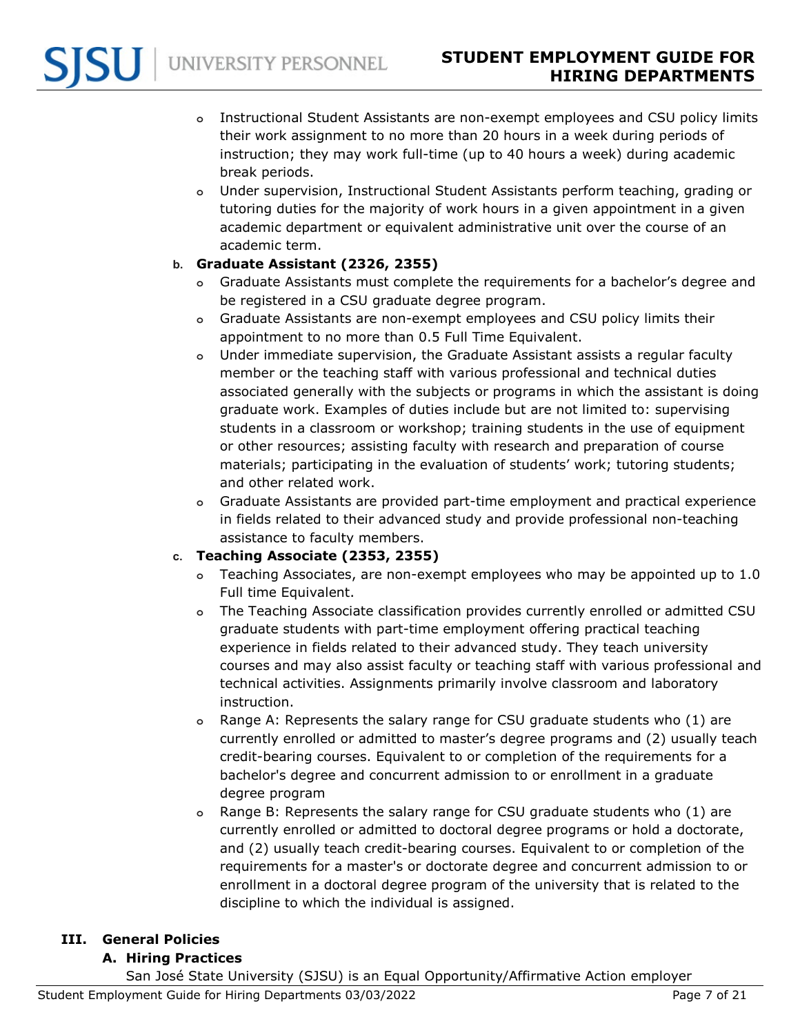- Instructional Student Assistants are non-exempt employees and CSU policy limits their work assignment to no more than 20 hours in a week during periods of instruction; they may work full-time (up to 40 hours a week) during academic break periods.
- Under supervision, Instructional Student Assistants perform teaching, grading or tutoring duties for the majority of work hours in a given appointment in a given academic department or equivalent administrative unit over the course of an academic term.

b. **Graduate Assistant (2326, 2355)**

- Graduate Assistants must complete the requirements for a bachelor's degree and be registered in a CSU graduate degree program.
- Graduate Assistants are non-exempt employees and CSU policy limits their appointment to no more than 0.5 Full Time Equivalent.
- Under immediate supervision, the Graduate Assistant assists a regular faculty member or the teaching staff with various professional and technical duties associated generally with the subjects or programs in which the assistant is doing graduate work. Examples of duties include but are not limited to: supervising students in a classroom or workshop; training students in the use of equipment or other resources; assisting faculty with research and preparation of course materials; participating in the evaluation of students' work; tutoring students; and other related work.
- Graduate Assistants are provided part-time employment and practical experience in fields related to their advanced study and provide professional non-teaching assistance to faculty members.

c. **Teaching Associate (2353, 2355)**

- Teaching Associates, are non-exempt employees who may be appointed up to 1.0 Full time Equivalent.
- The Teaching Associate classification provides currently enrolled or admitted CSU graduate students with part-time employment offering practical teaching experience in fields related to their advanced study. They teach university courses and may also assist faculty or teaching staff with various professional and technical activities. Assignments primarily involve classroom and laboratory instruction.
- Range A: Represents the salary range for CSU graduate students who (1) are currently enrolled or admitted to master's degree programs and (2) usually teach credit-bearing courses. Equivalent to or completion of the requirements for a bachelor's degree and concurrent admission to or enrollment in a graduate degree program
- Range B: Represents the salary range for CSU graduate students who (1) are currently enrolled or admitted to doctoral degree programs or hold a doctorate, and (2) usually teach credit-bearing courses. Equivalent to or completion of the requirements for a master's or doctorate degree and concurrent admission to or enrollment in a doctoral degree program of the university that is related to the discipline to which the individual is assigned.

## III. General Policies

### A. Hiring Practices

San José State University (SJSU) is an Equal Opportunity/Affirmative Action employer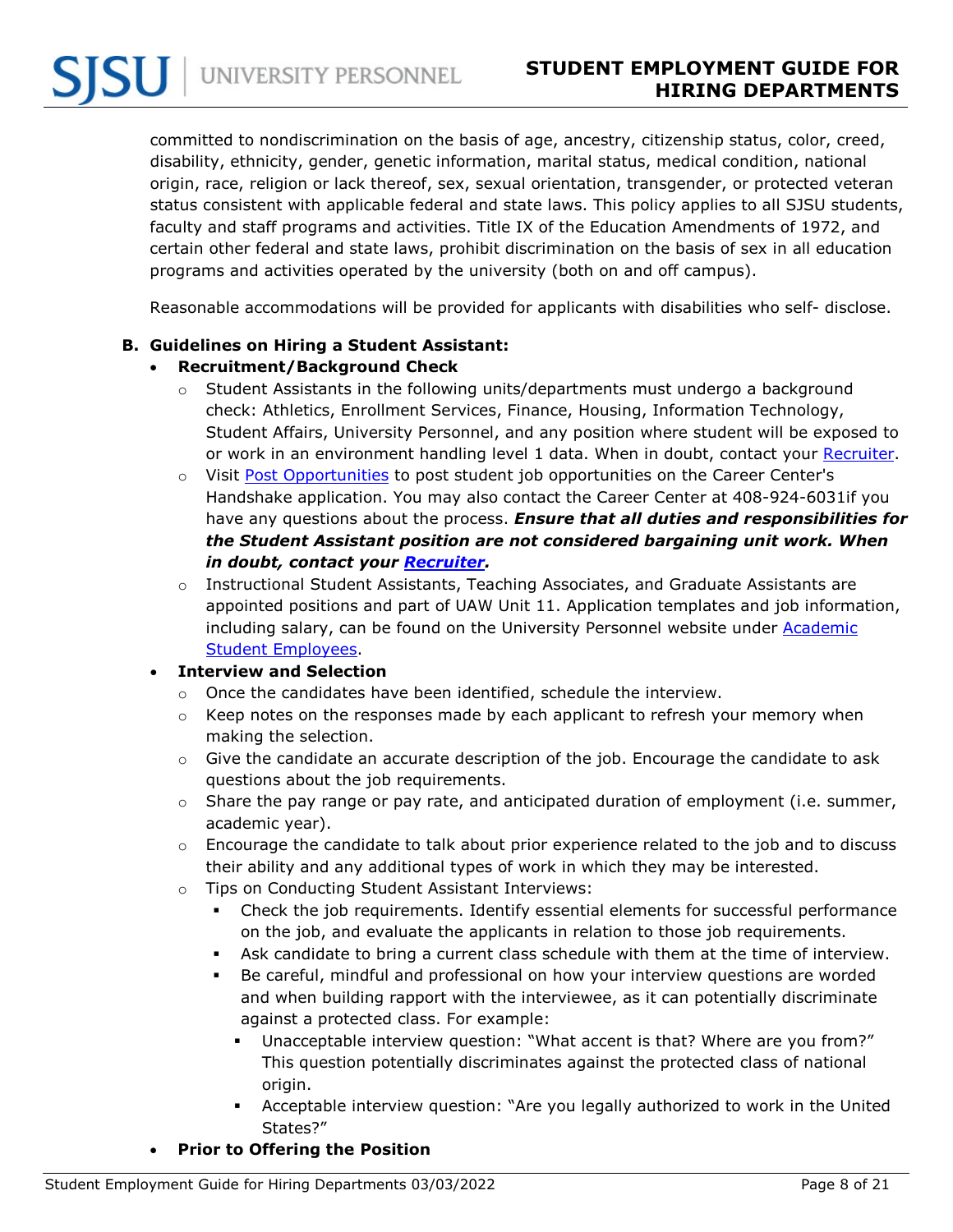committed to nondiscrimination on the basis of age, ancestry, citizenship status, color, creed, disability, ethnicity, gender, genetic information, marital status, medical condition, national origin, race, religion or lack thereof, sex, sexual orientation, transgender, or protected veteran status consistent with applicable federal and state laws. This policy applies to all SJSU students, faculty and staff programs and activities. Title IX of the Education Amendments of 1972, and certain other federal and state laws, prohibit discrimination on the basis of sex in all education programs and activities operated by the university (both on and off campus).

Reasonable accommodations will be provided for applicants with disabilities who self- disclose.

**B. Guidelines on Hiring a Student Assistant:**

- **Recruitment/Background Check**
  - Student Assistants in the following units/departments must undergo a background check: Athletics, Enrollment Services, Finance, Housing, Information Technology, Student Affairs, University Personnel, and any position where student will be exposed to or work in an environment handling level 1 data. When in doubt, contact your Recruiter.
  - Visit Post Opportunities to post student job opportunities on the Career Center's Handshake application. You may also contact the Career Center at 408-924-6031if you have any questions about the process. ***Ensure that all duties and responsibilities for the Student Assistant position are not considered bargaining unit work. When in doubt, contact your Recruiter.***
  - Instructional Student Assistants, Teaching Associates, and Graduate Assistants are appointed positions and part of UAW Unit 11. Application templates and job information, including salary, can be found on the University Personnel website under Academic Student Employees.
- **Interview and Selection**
  - Once the candidates have been identified, schedule the interview.
  - Keep notes on the responses made by each applicant to refresh your memory when making the selection.
  - Give the candidate an accurate description of the job. Encourage the candidate to ask questions about the job requirements.
  - Share the pay range or pay rate, and anticipated duration of employment (i.e. summer, academic year).
  - Encourage the candidate to talk about prior experience related to the job and to discuss their ability and any additional types of work in which they may be interested.
  - Tips on Conducting Student Assistant Interviews:
    - Check the job requirements. Identify essential elements for successful performance on the job, and evaluate the applicants in relation to those job requirements.
    - Ask candidate to bring a current class schedule with them at the time of interview.
    - Be careful, mindful and professional on how your interview questions are worded and when building rapport with the interviewee, as it can potentially discriminate against a protected class. For example:
      - Unacceptable interview question: "What accent is that? Where are you from?" This question potentially discriminates against the protected class of national origin.
      - Acceptable interview question: "Are you legally authorized to work in the United States?"
- **Prior to Offering the Position**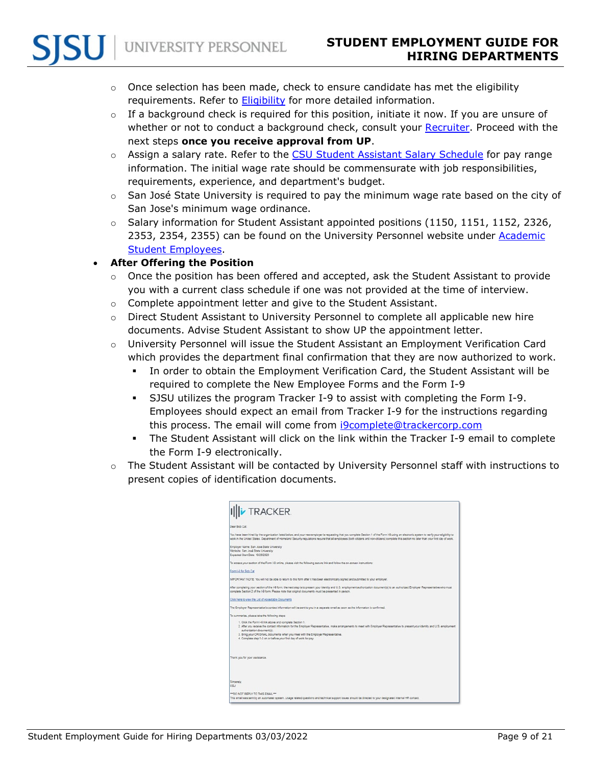- Once selection has been made, check to ensure candidate has met the eligibility requirements. Refer to Eligibility for more detailed information.
  - If a background check is required for this position, initiate it now. If you are unsure of whether or not to conduct a background check, consult your Recruiter. Proceed with the next steps **once you receive approval from UP**.
  - Assign a salary rate. Refer to the CSU Student Assistant Salary Schedule for pay range information. The initial wage rate should be commensurate with job responsibilities, requirements, experience, and department's budget.
  - San José State University is required to pay the minimum wage rate based on the city of San Jose's minimum wage ordinance.
  - Salary information for Student Assistant appointed positions (1150, 1151, 1152, 2326, 2353, 2354, 2355) can be found on the University Personnel website under Academic Student Employees.
- **After Offering the Position**
  - Once the position has been offered and accepted, ask the Student Assistant to provide you with a current class schedule if one was not provided at the time of interview.
  - Complete appointment letter and give to the Student Assistant.
  - Direct Student Assistant to University Personnel to complete all applicable new hire documents. Advise Student Assistant to show UP the appointment letter.
  - University Personnel will issue the Student Assistant an Employment Verification Card which provides the department final confirmation that they are now authorized to work.
    - In order to obtain the Employment Verification Card, the Student Assistant will be required to complete the New Employee Forms and the Form I-9
    - SJSU utilizes the program Tracker I-9 to assist with completing the Form I-9. Employees should expect an email from Tracker I-9 for the instructions regarding this process. The email will come from i9complete@trackercorp.com
    - The Student Assistant will click on the link within the Tracker I-9 email to complete the Form I-9 electronically.
  - The Student Assistant will be contacted by University Personnel staff with instructions to present copies of identification documents.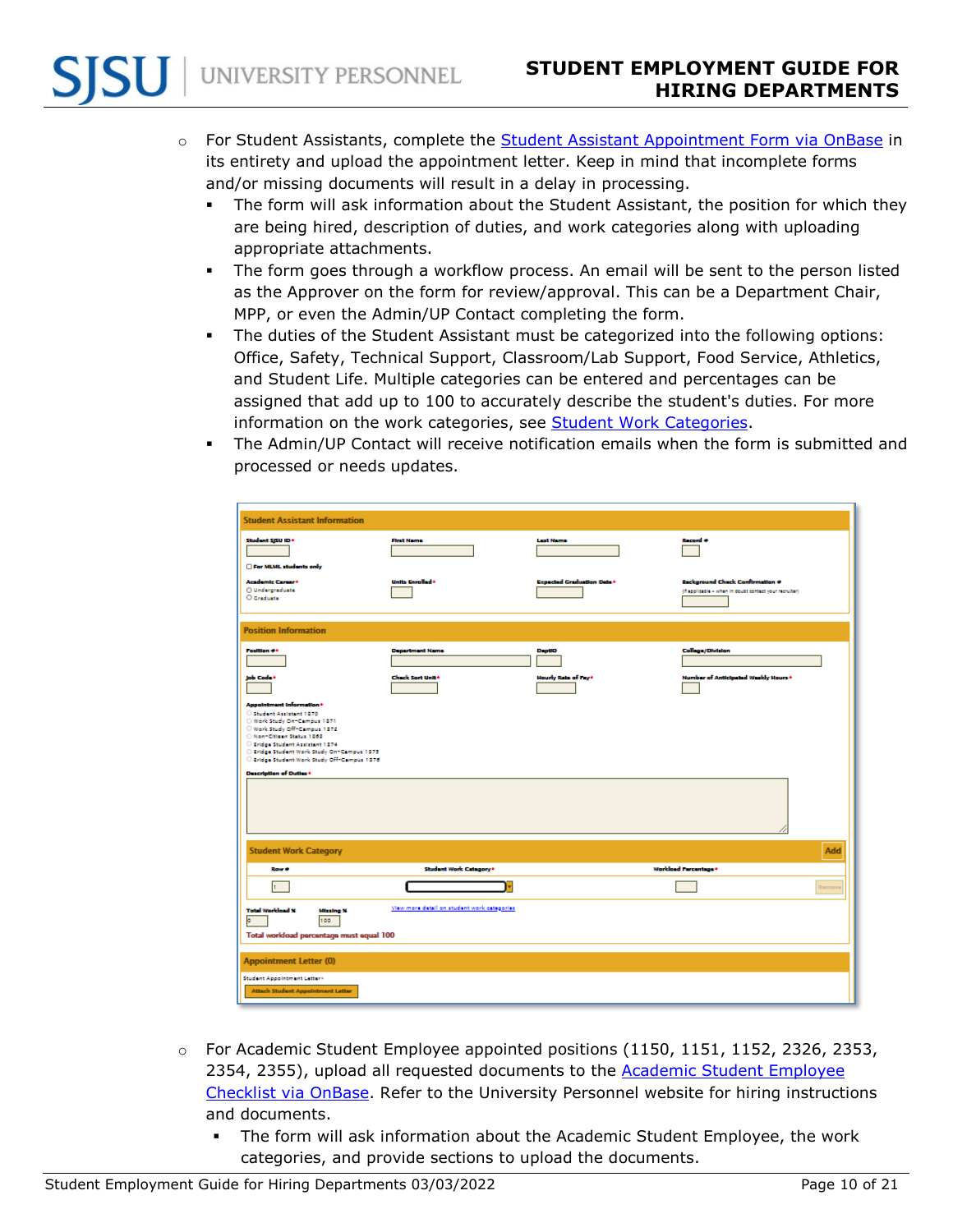- For Student Assistants, complete the Student Assistant Appointment Form via OnBase in its entirety and upload the appointment letter. Keep in mind that incomplete forms and/or missing documents will result in a delay in processing.
  - The form will ask information about the Student Assistant, the position for which they are being hired, description of duties, and work categories along with uploading appropriate attachments.
  - The form goes through a workflow process. An email will be sent to the person listed as the Approver on the form for review/approval. This can be a Department Chair, MPP, or even the Admin/UP Contact completing the form.
  - The duties of the Student Assistant must be categorized into the following options: Office, Safety, Technical Support, Classroom/Lab Support, Food Service, Athletics, and Student Life. Multiple categories can be entered and percentages can be assigned that add up to 100 to accurately describe the student's duties. For more information on the work categories, see Student Work Categories.
  - The Admin/UP Contact will receive notification emails when the form is submitted and processed or needs updates.

- For Academic Student Employee appointed positions (1150, 1151, 1152, 2326, 2353, 2354, 2355), upload all requested documents to the Academic Student Employee Checklist via OnBase. Refer to the University Personnel website for hiring instructions and documents.
  - The form will ask information about the Academic Student Employee, the work categories, and provide sections to upload the documents.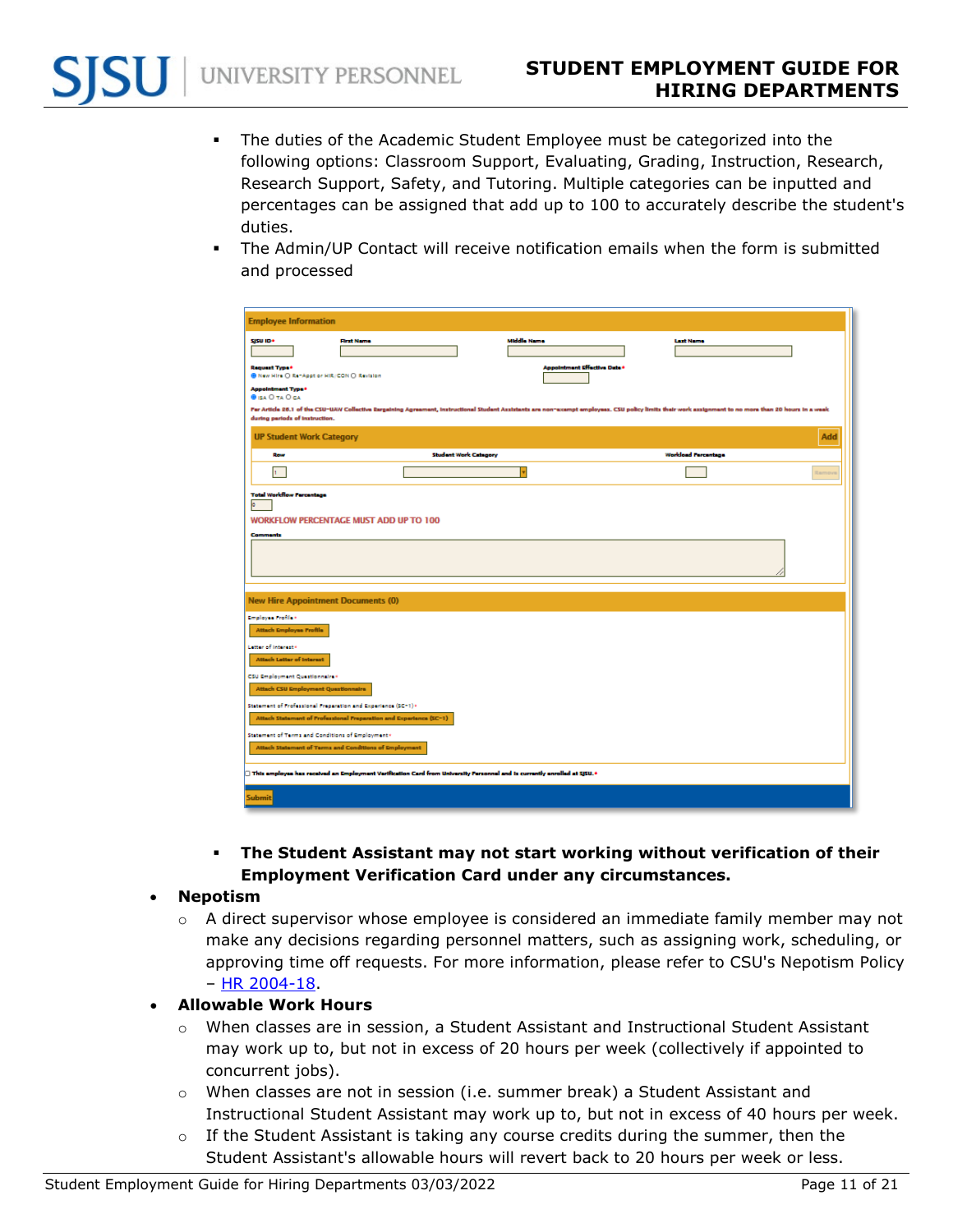- The duties of the Academic Student Employee must be categorized into the following options: Classroom Support, Evaluating, Grading, Instruction, Research, Research Support, Safety, and Tutoring. Multiple categories can be inputted and percentages can be assigned that add up to 100 to accurately describe the student's duties.
- The Admin/UP Contact will receive notification emails when the form is submitted and processed

- **The Student Assistant may not start working without verification of their Employment Verification Card under any circumstances.**

- **Nepotism**
  - A direct supervisor whose employee is considered an immediate family member may not make any decisions regarding personnel matters, such as assigning work, scheduling, or approving time off requests. For more information, please refer to CSU's Nepotism Policy – [HR 2004-18](HR 2004-18).
- **Allowable Work Hours**
  - When classes are in session, a Student Assistant and Instructional Student Assistant may work up to, but not in excess of 20 hours per week (collectively if appointed to concurrent jobs).
  - When classes are not in session (i.e. summer break) a Student Assistant and Instructional Student Assistant may work up to, but not in excess of 40 hours per week.
  - If the Student Assistant is taking any course credits during the summer, then the Student Assistant's allowable hours will revert back to 20 hours per week or less.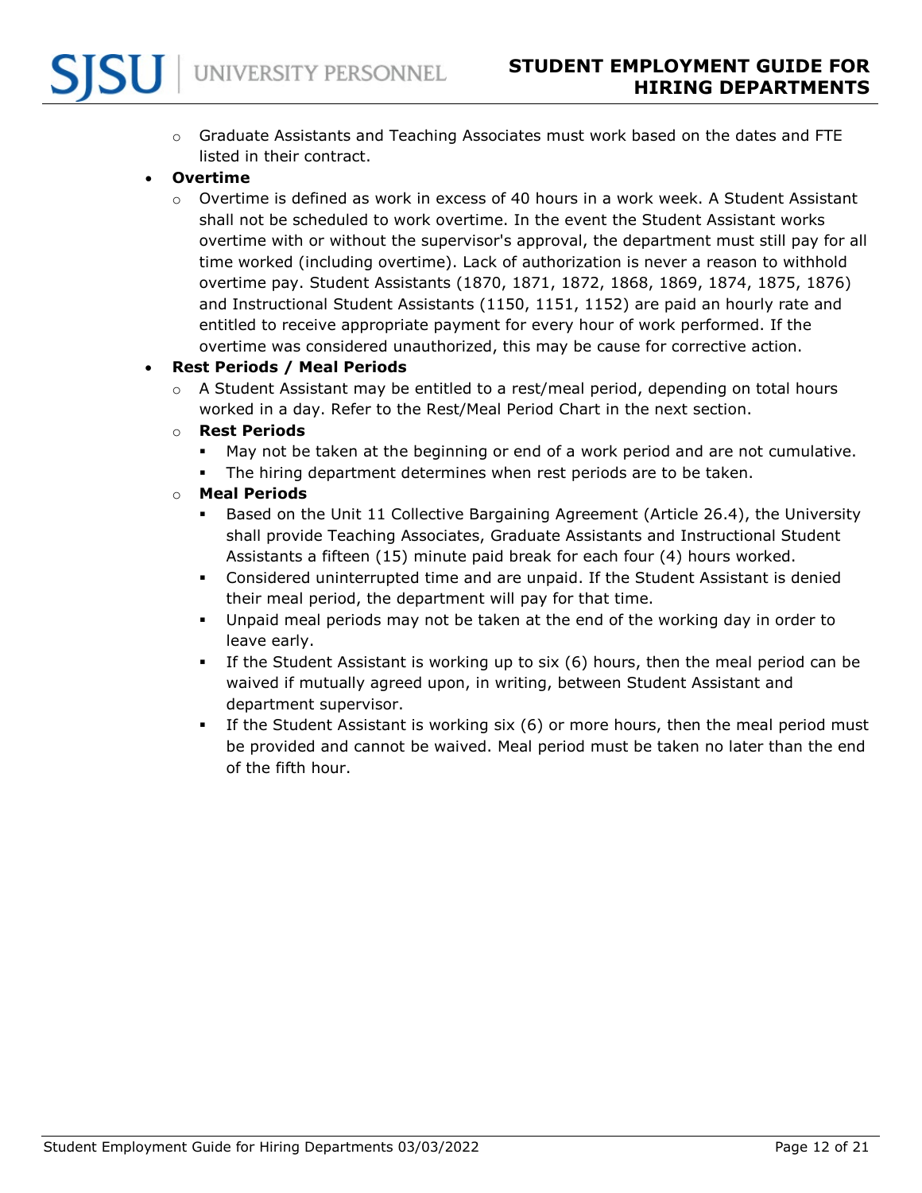- Graduate Assistants and Teaching Associates must work based on the dates and FTE listed in their contract.

- **Overtime**
  - Overtime is defined as work in excess of 40 hours in a work week. A Student Assistant shall not be scheduled to work overtime. In the event the Student Assistant works overtime with or without the supervisor's approval, the department must still pay for all time worked (including overtime). Lack of authorization is never a reason to withhold overtime pay. Student Assistants (1870, 1871, 1872, 1868, 1869, 1874, 1875, 1876) and Instructional Student Assistants (1150, 1151, 1152) are paid an hourly rate and entitled to receive appropriate payment for every hour of work performed. If the overtime was considered unauthorized, this may be cause for corrective action.

- **Rest Periods / Meal Periods**
  - A Student Assistant may be entitled to a rest/meal period, depending on total hours worked in a day. Refer to the Rest/Meal Period Chart in the next section.
  - **Rest Periods**
    - May not be taken at the beginning or end of a work period and are not cumulative.
    - The hiring department determines when rest periods are to be taken.
  - **Meal Periods**
    - Based on the Unit 11 Collective Bargaining Agreement (Article 26.4), the University shall provide Teaching Associates, Graduate Assistants and Instructional Student Assistants a fifteen (15) minute paid break for each four (4) hours worked.
    - Considered uninterrupted time and are unpaid. If the Student Assistant is denied their meal period, the department will pay for that time.
    - Unpaid meal periods may not be taken at the end of the working day in order to leave early.
    - If the Student Assistant is working up to six (6) hours, then the meal period can be waived if mutually agreed upon, in writing, between Student Assistant and department supervisor.
    - If the Student Assistant is working six (6) or more hours, then the meal period must be provided and cannot be waived. Meal period must be taken no later than the end of the fifth hour.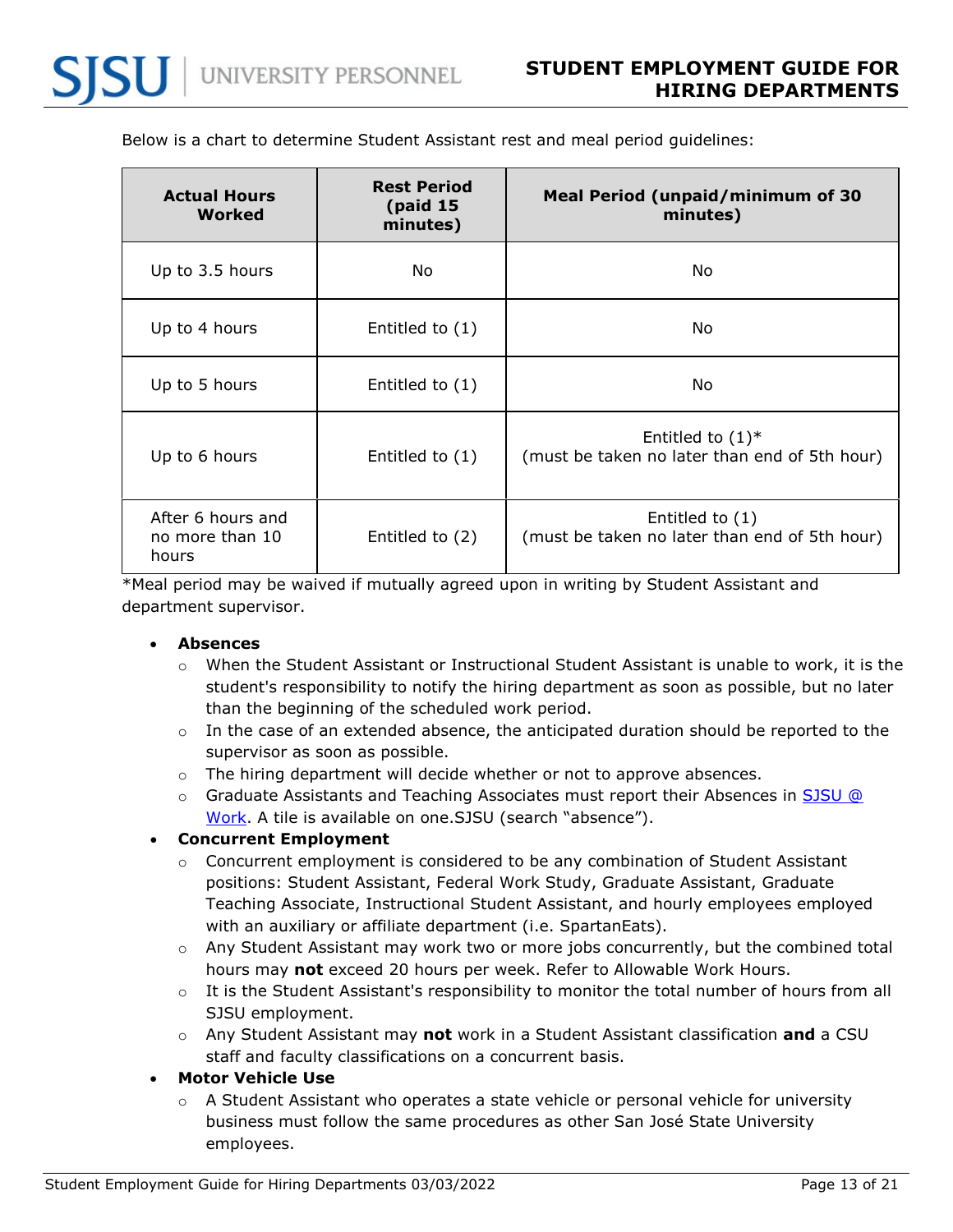Below is a chart to determine Student Assistant rest and meal period guidelines:

| Actual Hours Worked | Rest Period (paid 15 minutes) | Meal Period (unpaid/minimum of 30 minutes) |
|---|---|---|
| Up to 3.5 hours | No | No |
| Up to 4 hours | Entitled to (1) | No |
| Up to 5 hours | Entitled to (1) | No |
| Up to 6 hours | Entitled to (1) | Entitled to (1)* (must be taken no later than end of 5th hour) |
| After 6 hours and no more than 10 hours | Entitled to (2) | Entitled to (1) (must be taken no later than end of 5th hour) |

*Meal period may be waived if mutually agreed upon in writing by Student Assistant and department supervisor.

- **Absences**
  - When the Student Assistant or Instructional Student Assistant is unable to work, it is the student's responsibility to notify the hiring department as soon as possible, but no later than the beginning of the scheduled work period.
  - In the case of an extended absence, the anticipated duration should be reported to the supervisor as soon as possible.
  - The hiring department will decide whether or not to approve absences.
  - Graduate Assistants and Teaching Associates must report their Absences in SJSU @ Work. A tile is available on one.SJSU (search "absence").
- **Concurrent Employment**
  - Concurrent employment is considered to be any combination of Student Assistant positions: Student Assistant, Federal Work Study, Graduate Assistant, Graduate Teaching Associate, Instructional Student Assistant, and hourly employees employed with an auxiliary or affiliate department (i.e. SpartanEats).
  - Any Student Assistant may work two or more jobs concurrently, but the combined total hours may **not** exceed 20 hours per week. Refer to Allowable Work Hours.
  - It is the Student Assistant's responsibility to monitor the total number of hours from all SJSU employment.
  - Any Student Assistant may **not** work in a Student Assistant classification **and** a CSU staff and faculty classifications on a concurrent basis.
- **Motor Vehicle Use**
  - A Student Assistant who operates a state vehicle or personal vehicle for university business must follow the same procedures as other San José State University employees.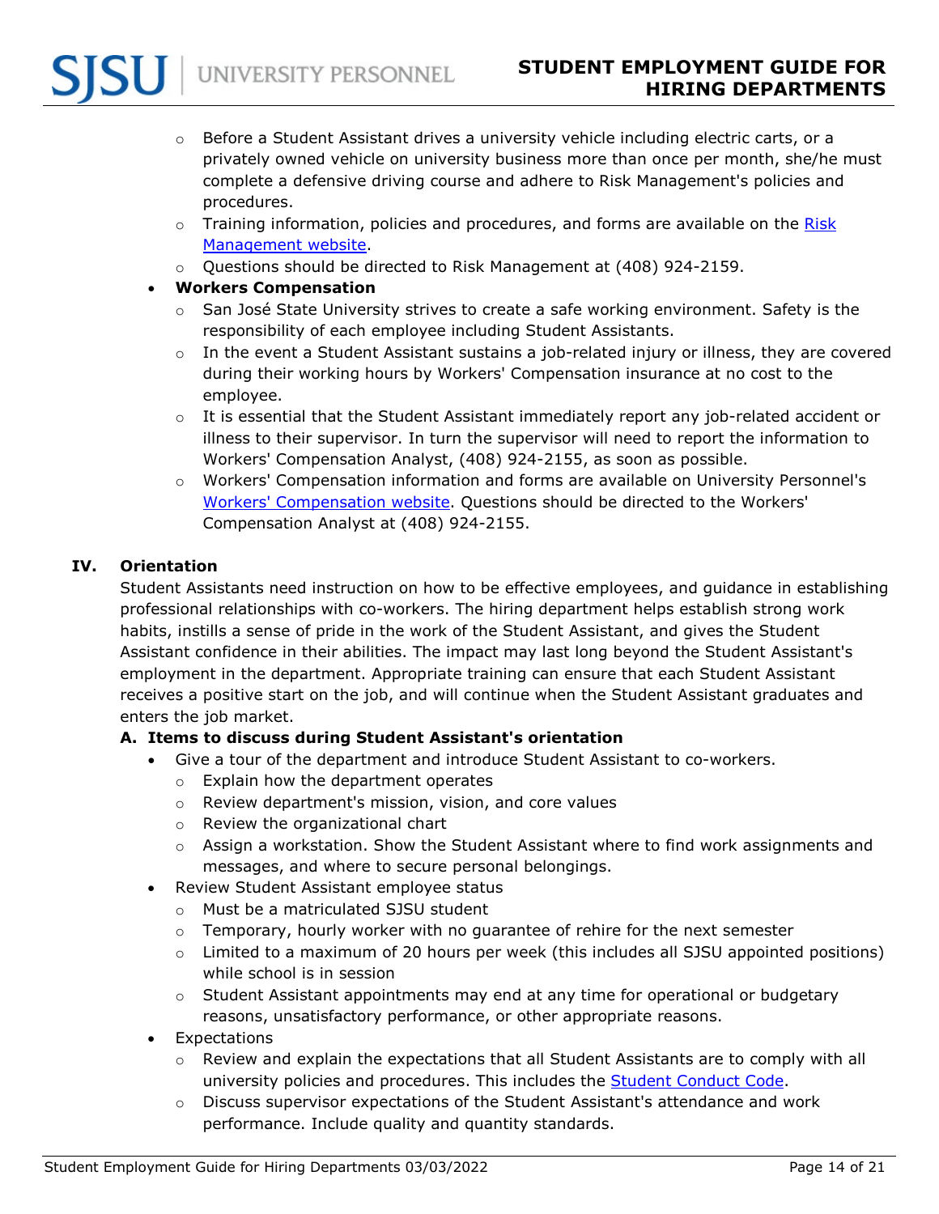- Before a Student Assistant drives a university vehicle including electric carts, or a privately owned vehicle on university business more than once per month, she/he must complete a defensive driving course and adhere to Risk Management's policies and procedures.
  - Training information, policies and procedures, and forms are available on the [Risk Management website](#).
  - Questions should be directed to Risk Management at (408) 924-2159.
- **Workers Compensation**
  - San José State University strives to create a safe working environment. Safety is the responsibility of each employee including Student Assistants.
  - In the event a Student Assistant sustains a job-related injury or illness, they are covered during their working hours by Workers' Compensation insurance at no cost to the employee.
  - It is essential that the Student Assistant immediately report any job-related accident or illness to their supervisor. In turn the supervisor will need to report the information to Workers' Compensation Analyst, (408) 924-2155, as soon as possible.
  - Workers' Compensation information and forms are available on University Personnel's [Workers' Compensation website](#). Questions should be directed to the Workers' Compensation Analyst at (408) 924-2155.

## IV. Orientation

Student Assistants need instruction on how to be effective employees, and guidance in establishing professional relationships with co-workers. The hiring department helps establish strong work habits, instills a sense of pride in the work of the Student Assistant, and gives the Student Assistant confidence in their abilities. The impact may last long beyond the Student Assistant's employment in the department. Appropriate training can ensure that each Student Assistant receives a positive start on the job, and will continue when the Student Assistant graduates and enters the job market.

### A. Items to discuss during Student Assistant's orientation

- Give a tour of the department and introduce Student Assistant to co-workers.
  - Explain how the department operates
  - Review department's mission, vision, and core values
  - Review the organizational chart
  - Assign a workstation. Show the Student Assistant where to find work assignments and messages, and where to secure personal belongings.
- Review Student Assistant employee status
  - Must be a matriculated SJSU student
  - Temporary, hourly worker with no guarantee of rehire for the next semester
  - Limited to a maximum of 20 hours per week (this includes all SJSU appointed positions) while school is in session
  - Student Assistant appointments may end at any time for operational or budgetary reasons, unsatisfactory performance, or other appropriate reasons.
- Expectations
  - Review and explain the expectations that all Student Assistants are to comply with all university policies and procedures. This includes the [Student Conduct Code](#).
  - Discuss supervisor expectations of the Student Assistant's attendance and work performance. Include quality and quantity standards.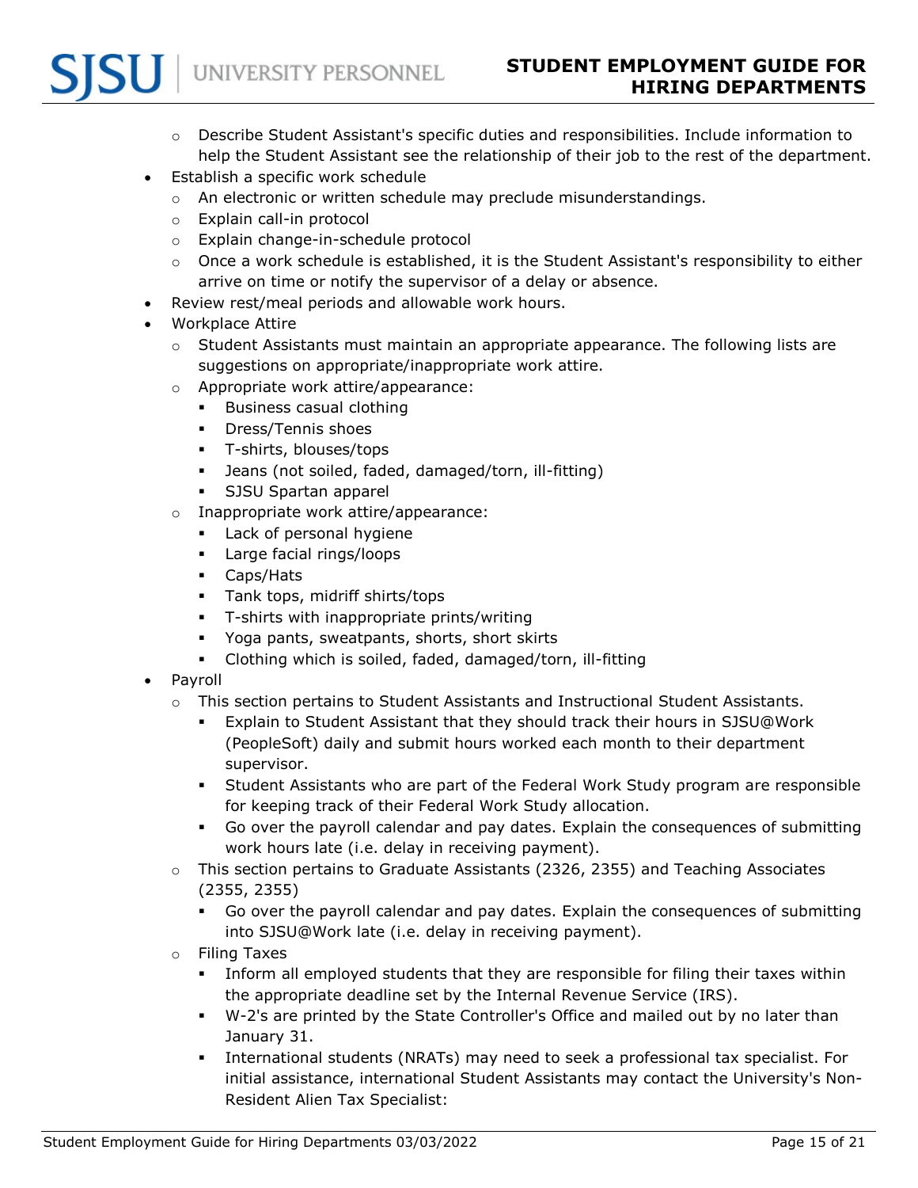- Describe Student Assistant's specific duties and responsibilities. Include information to help the Student Assistant see the relationship of their job to the rest of the department.
- Establish a specific work schedule
  - An electronic or written schedule may preclude misunderstandings.
  - Explain call-in protocol
  - Explain change-in-schedule protocol
  - Once a work schedule is established, it is the Student Assistant's responsibility to either arrive on time or notify the supervisor of a delay or absence.
- Review rest/meal periods and allowable work hours.
- Workplace Attire
  - Student Assistants must maintain an appropriate appearance. The following lists are suggestions on appropriate/inappropriate work attire.
  - Appropriate work attire/appearance:
    - Business casual clothing
    - Dress/Tennis shoes
    - T-shirts, blouses/tops
    - Jeans (not soiled, faded, damaged/torn, ill-fitting)
    - SJSU Spartan apparel
  - Inappropriate work attire/appearance:
    - Lack of personal hygiene
    - Large facial rings/loops
    - Caps/Hats
    - Tank tops, midriff shirts/tops
    - T-shirts with inappropriate prints/writing
    - Yoga pants, sweatpants, shorts, short skirts
    - Clothing which is soiled, faded, damaged/torn, ill-fitting
- Payroll
  - This section pertains to Student Assistants and Instructional Student Assistants.
    - Explain to Student Assistant that they should track their hours in SJSU@Work (PeopleSoft) daily and submit hours worked each month to their department supervisor.
    - Student Assistants who are part of the Federal Work Study program are responsible for keeping track of their Federal Work Study allocation.
    - Go over the payroll calendar and pay dates. Explain the consequences of submitting work hours late (i.e. delay in receiving payment).
  - This section pertains to Graduate Assistants (2326, 2355) and Teaching Associates (2355, 2355)
    - Go over the payroll calendar and pay dates. Explain the consequences of submitting into SJSU@Work late (i.e. delay in receiving payment).
  - Filing Taxes
    - Inform all employed students that they are responsible for filing their taxes within the appropriate deadline set by the Internal Revenue Service (IRS).
    - W-2's are printed by the State Controller's Office and mailed out by no later than January 31.
    - International students (NRATs) may need to seek a professional tax specialist. For initial assistance, international Student Assistants may contact the University's Non-Resident Alien Tax Specialist: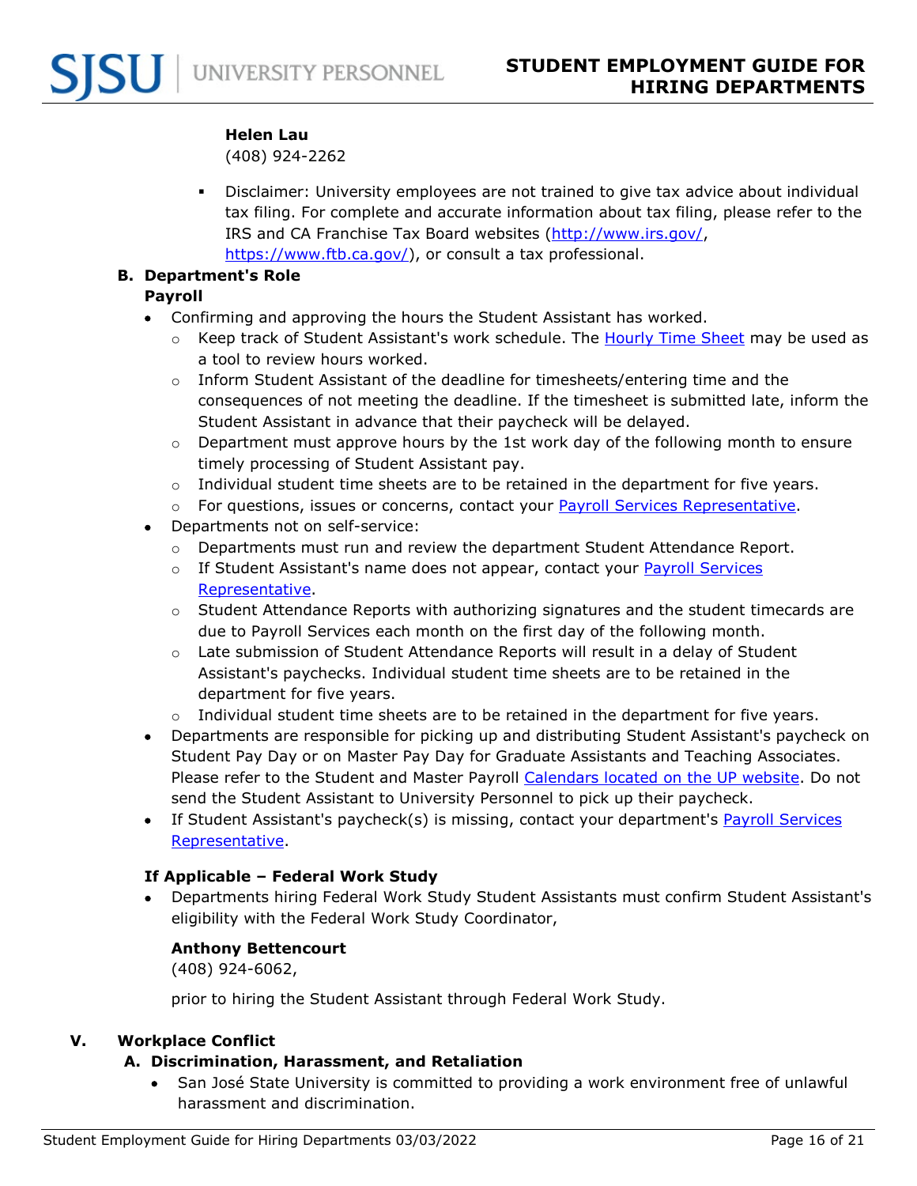**Helen Lau**
(408) 924-2262

- Disclaimer: University employees are not trained to give tax advice about individual tax filing. For complete and accurate information about tax filing, please refer to the IRS and CA Franchise Tax Board websites (http://www.irs.gov/, https://www.ftb.ca.gov/), or consult a tax professional.

### B. Department's Role

**Payroll**

- Confirming and approving the hours the Student Assistant has worked.
  - Keep track of Student Assistant's work schedule. The Hourly Time Sheet may be used as a tool to review hours worked.
  - Inform Student Assistant of the deadline for timesheets/entering time and the consequences of not meeting the deadline. If the timesheet is submitted late, inform the Student Assistant in advance that their paycheck will be delayed.
  - Department must approve hours by the 1st work day of the following month to ensure timely processing of Student Assistant pay.
  - Individual student time sheets are to be retained in the department for five years.
  - For questions, issues or concerns, contact your Payroll Services Representative.
- Departments not on self-service:
  - Departments must run and review the department Student Attendance Report.
  - If Student Assistant's name does not appear, contact your Payroll Services Representative.
  - Student Attendance Reports with authorizing signatures and the student timecards are due to Payroll Services each month on the first day of the following month.
  - Late submission of Student Attendance Reports will result in a delay of Student Assistant's paychecks. Individual student time sheets are to be retained in the department for five years.
  - Individual student time sheets are to be retained in the department for five years.
- Departments are responsible for picking up and distributing Student Assistant's paycheck on Student Pay Day or on Master Pay Day for Graduate Assistants and Teaching Associates. Please refer to the Student and Master Payroll Calendars located on the UP website. Do not send the Student Assistant to University Personnel to pick up their paycheck.
- If Student Assistant's paycheck(s) is missing, contact your department's Payroll Services Representative.

**If Applicable – Federal Work Study**

- Departments hiring Federal Work Study Student Assistants must confirm Student Assistant's eligibility with the Federal Work Study Coordinator,

  **Anthony Bettencourt**
  (408) 924-6062,

  prior to hiring the Student Assistant through Federal Work Study.

## V. Workplace Conflict

### A. Discrimination, Harassment, and Retaliation

- San José State University is committed to providing a work environment free of unlawful harassment and discrimination.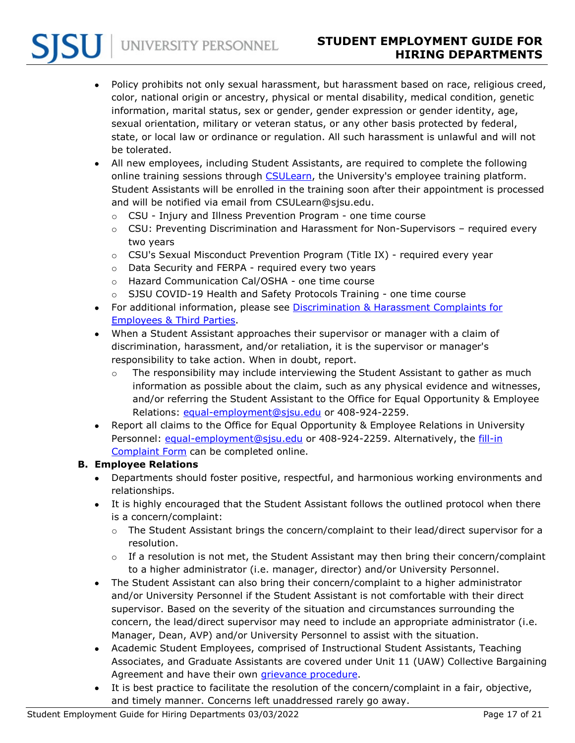- Policy prohibits not only sexual harassment, but harassment based on race, religious creed, color, national origin or ancestry, physical or mental disability, medical condition, genetic information, marital status, sex or gender, gender expression or gender identity, age, sexual orientation, military or veteran status, or any other basis protected by federal, state, or local law or ordinance or regulation. All such harassment is unlawful and will not be tolerated.
- All new employees, including Student Assistants, are required to complete the following online training sessions through [CSULearn](), the University's employee training platform. Student Assistants will be enrolled in the training soon after their appointment is processed and will be notified via email from CSULearn@sjsu.edu.
    - CSU - Injury and Illness Prevention Program - one time course
    - CSU: Preventing Discrimination and Harassment for Non-Supervisors – required every two years
    - CSU's Sexual Misconduct Prevention Program (Title IX) - required every year
    - Data Security and FERPA - required every two years
    - Hazard Communication Cal/OSHA - one time course
    - SJSU COVID-19 Health and Safety Protocols Training - one time course
- For additional information, please see [Discrimination & Harassment Complaints for Employees & Third Parties]().
- When a Student Assistant approaches their supervisor or manager with a claim of discrimination, harassment, and/or retaliation, it is the supervisor or manager's responsibility to take action. When in doubt, report.
    - The responsibility may include interviewing the Student Assistant to gather as much information as possible about the claim, such as any physical evidence and witnesses, and/or referring the Student Assistant to the Office for Equal Opportunity & Employee Relations: equal-employment@sjsu.edu or 408-924-2259.
- Report all claims to the Office for Equal Opportunity & Employee Relations in University Personnel: equal-employment@sjsu.edu or 408-924-2259. Alternatively, the [fill-in Complaint Form]() can be completed online.

**B. Employee Relations**

- Departments should foster positive, respectful, and harmonious working environments and relationships.
- It is highly encouraged that the Student Assistant follows the outlined protocol when there is a concern/complaint:
    - The Student Assistant brings the concern/complaint to their lead/direct supervisor for a resolution.
    - If a resolution is not met, the Student Assistant may then bring their concern/complaint to a higher administrator (i.e. manager, director) and/or University Personnel.
- The Student Assistant can also bring their concern/complaint to a higher administrator and/or University Personnel if the Student Assistant is not comfortable with their direct supervisor. Based on the severity of the situation and circumstances surrounding the concern, the lead/direct supervisor may need to include an appropriate administrator (i.e. Manager, Dean, AVP) and/or University Personnel to assist with the situation.
- Academic Student Employees, comprised of Instructional Student Assistants, Teaching Associates, and Graduate Assistants are covered under Unit 11 (UAW) Collective Bargaining Agreement and have their own [grievance procedure]().
- It is best practice to facilitate the resolution of the concern/complaint in a fair, objective, and timely manner. Concerns left unaddressed rarely go away.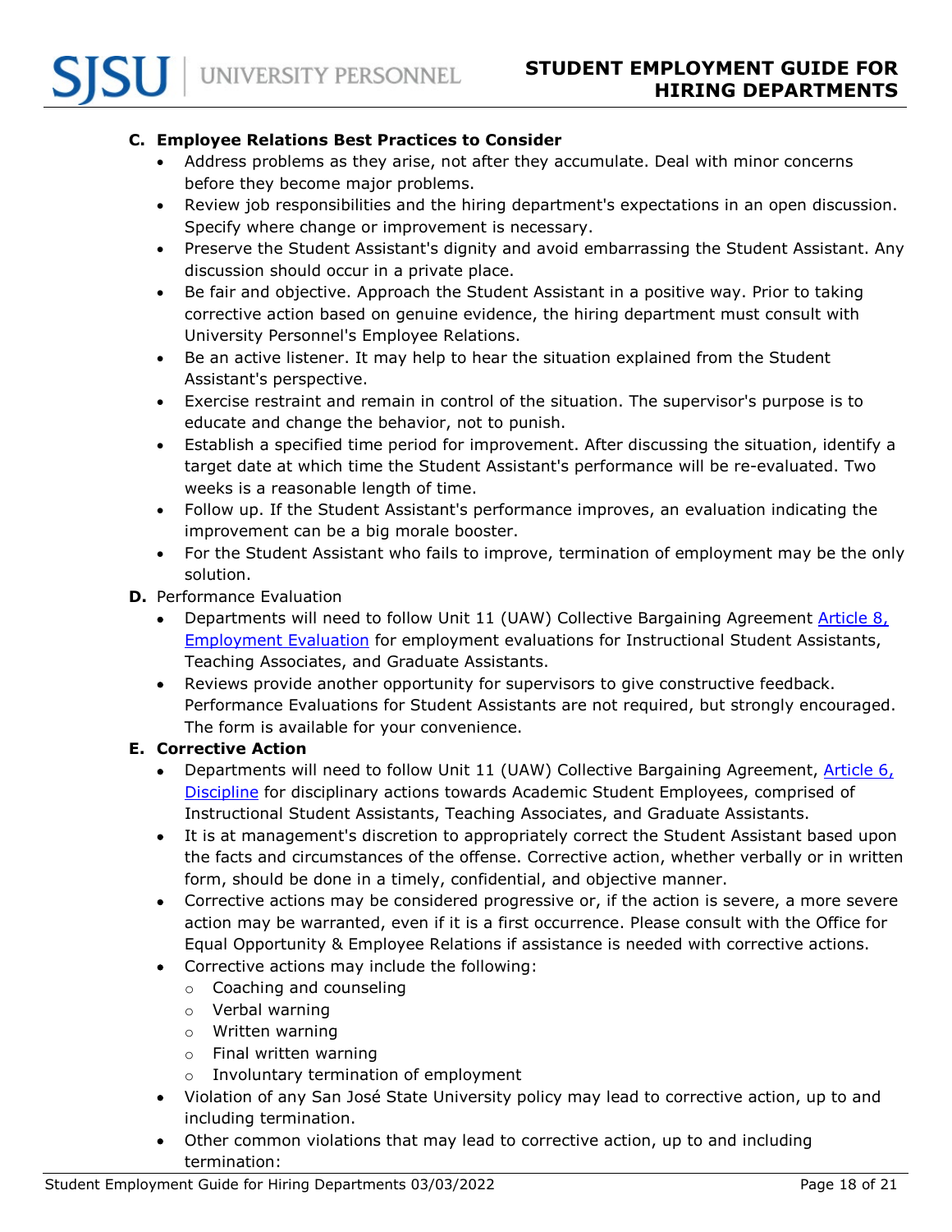**C. Employee Relations Best Practices to Consider**

- Address problems as they arise, not after they accumulate. Deal with minor concerns before they become major problems.
- Review job responsibilities and the hiring department's expectations in an open discussion. Specify where change or improvement is necessary.
- Preserve the Student Assistant's dignity and avoid embarrassing the Student Assistant. Any discussion should occur in a private place.
- Be fair and objective. Approach the Student Assistant in a positive way. Prior to taking corrective action based on genuine evidence, the hiring department must consult with University Personnel's Employee Relations.
- Be an active listener. It may help to hear the situation explained from the Student Assistant's perspective.
- Exercise restraint and remain in control of the situation. The supervisor's purpose is to educate and change the behavior, not to punish.
- Establish a specified time period for improvement. After discussing the situation, identify a target date at which time the Student Assistant's performance will be re-evaluated. Two weeks is a reasonable length of time.
- Follow up. If the Student Assistant's performance improves, an evaluation indicating the improvement can be a big morale booster.
- For the Student Assistant who fails to improve, termination of employment may be the only solution.

**D.** Performance Evaluation

- Departments will need to follow Unit 11 (UAW) Collective Bargaining Agreement [Article 8, Employment Evaluation] for employment evaluations for Instructional Student Assistants, Teaching Associates, and Graduate Assistants.
- Reviews provide another opportunity for supervisors to give constructive feedback. Performance Evaluations for Student Assistants are not required, but strongly encouraged. The form is available for your convenience.

**E. Corrective Action**

- Departments will need to follow Unit 11 (UAW) Collective Bargaining Agreement, [Article 6, Discipline] for disciplinary actions towards Academic Student Employees, comprised of Instructional Student Assistants, Teaching Associates, and Graduate Assistants.
- It is at management's discretion to appropriately correct the Student Assistant based upon the facts and circumstances of the offense. Corrective action, whether verbally or in written form, should be done in a timely, confidential, and objective manner.
- Corrective actions may be considered progressive or, if the action is severe, a more severe action may be warranted, even if it is a first occurrence. Please consult with the Office for Equal Opportunity & Employee Relations if assistance is needed with corrective actions.
- Corrective actions may include the following:
  - Coaching and counseling
  - Verbal warning
  - Written warning
  - Final written warning
  - Involuntary termination of employment
- Violation of any San José State University policy may lead to corrective action, up to and including termination.
- Other common violations that may lead to corrective action, up to and including termination: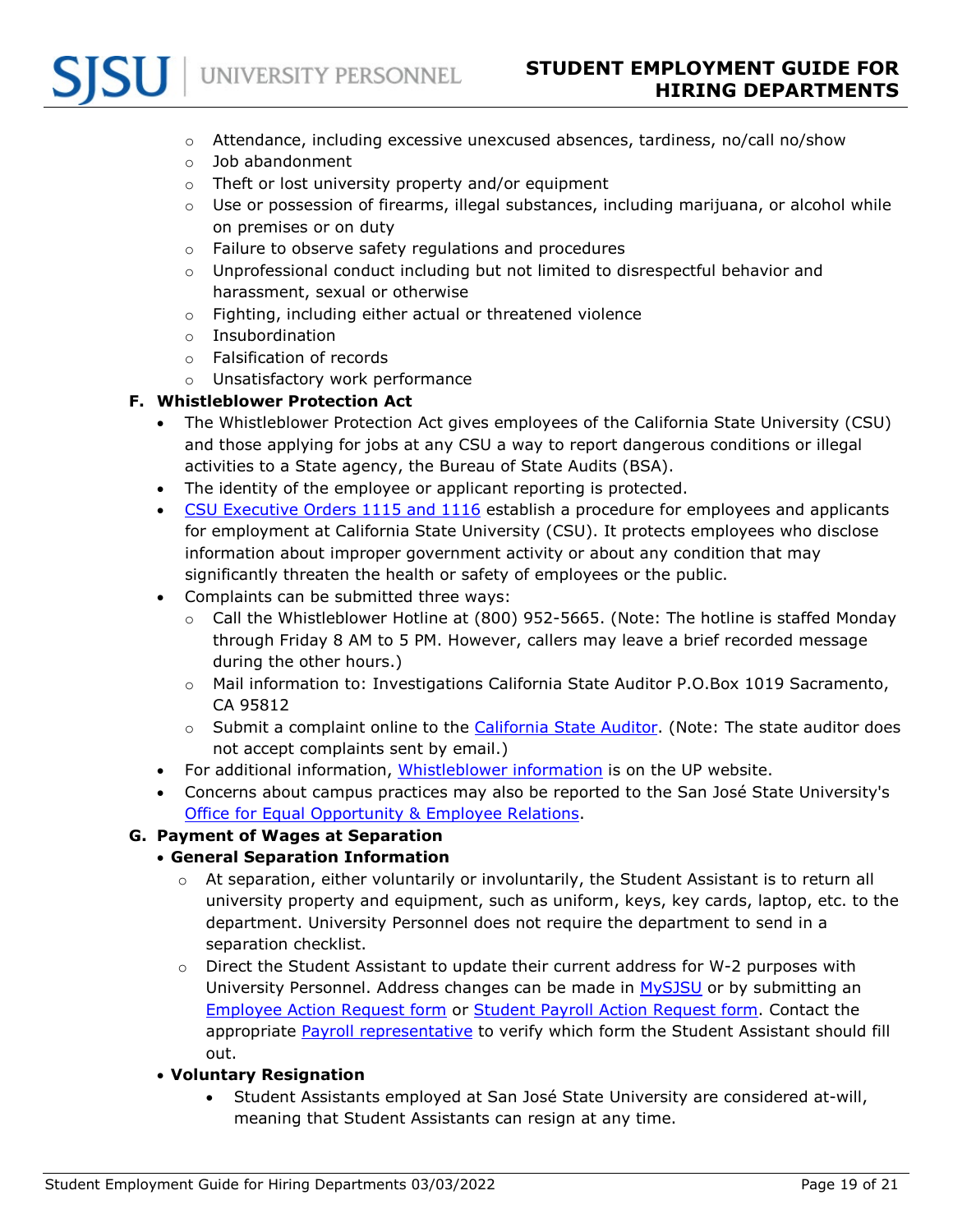- Attendance, including excessive unexcused absences, tardiness, no/call no/show
  - Job abandonment
  - Theft or lost university property and/or equipment
  - Use or possession of firearms, illegal substances, including marijuana, or alcohol while on premises or on duty
  - Failure to observe safety regulations and procedures
  - Unprofessional conduct including but not limited to disrespectful behavior and harassment, sexual or otherwise
  - Fighting, including either actual or threatened violence
  - Insubordination
  - Falsification of records
  - Unsatisfactory work performance

**F. Whistleblower Protection Act**

- The Whistleblower Protection Act gives employees of the California State University (CSU) and those applying for jobs at any CSU a way to report dangerous conditions or illegal activities to a State agency, the Bureau of State Audits (BSA).
- The identity of the employee or applicant reporting is protected.
- CSU Executive Orders 1115 and 1116 establish a procedure for employees and applicants for employment at California State University (CSU). It protects employees who disclose information about improper government activity or about any condition that may significantly threaten the health or safety of employees or the public.
- Complaints can be submitted three ways:
  - Call the Whistleblower Hotline at (800) 952-5665. (Note: The hotline is staffed Monday through Friday 8 AM to 5 PM. However, callers may leave a brief recorded message during the other hours.)
  - Mail information to: Investigations California State Auditor P.O.Box 1019 Sacramento, CA 95812
  - Submit a complaint online to the California State Auditor. (Note: The state auditor does not accept complaints sent by email.)
- For additional information, Whistleblower information is on the UP website.
- Concerns about campus practices may also be reported to the San José State University's Office for Equal Opportunity & Employee Relations.

**G. Payment of Wages at Separation**

- **General Separation Information**
  - At separation, either voluntarily or involuntarily, the Student Assistant is to return all university property and equipment, such as uniform, keys, key cards, laptop, etc. to the department. University Personnel does not require the department to send in a separation checklist.
  - Direct the Student Assistant to update their current address for W-2 purposes with University Personnel. Address changes can be made in MySJSU or by submitting an Employee Action Request form or Student Payroll Action Request form. Contact the appropriate Payroll representative to verify which form the Student Assistant should fill out.
- **Voluntary Resignation**
  - Student Assistants employed at San José State University are considered at-will, meaning that Student Assistants can resign at any time.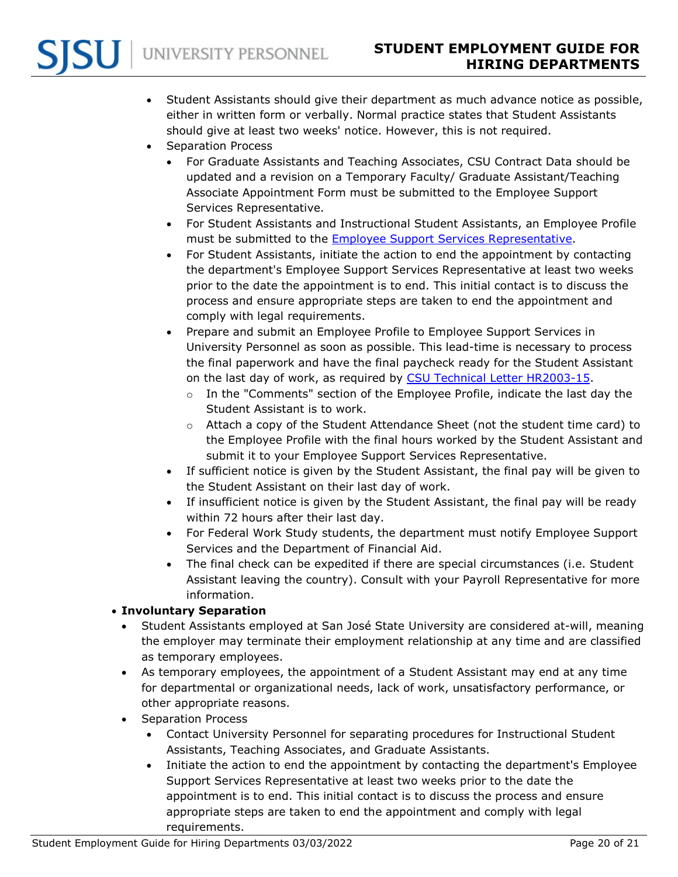- Student Assistants should give their department as much advance notice as possible, either in written form or verbally. Normal practice states that Student Assistants should give at least two weeks' notice. However, this is not required.
- Separation Process
  - For Graduate Assistants and Teaching Associates, CSU Contract Data should be updated and a revision on a Temporary Faculty/ Graduate Assistant/Teaching Associate Appointment Form must be submitted to the Employee Support Services Representative.
  - For Student Assistants and Instructional Student Assistants, an Employee Profile must be submitted to the Employee Support Services Representative.
  - For Student Assistants, initiate the action to end the appointment by contacting the department's Employee Support Services Representative at least two weeks prior to the date the appointment is to end. This initial contact is to discuss the process and ensure appropriate steps are taken to end the appointment and comply with legal requirements.
  - Prepare and submit an Employee Profile to Employee Support Services in University Personnel as soon as possible. This lead-time is necessary to process the final paperwork and have the final paycheck ready for the Student Assistant on the last day of work, as required by CSU Technical Letter HR2003-15.
    - In the "Comments" section of the Employee Profile, indicate the last day the Student Assistant is to work.
    - Attach a copy of the Student Attendance Sheet (not the student time card) to the Employee Profile with the final hours worked by the Student Assistant and submit it to your Employee Support Services Representative.
  - If sufficient notice is given by the Student Assistant, the final pay will be given to the Student Assistant on their last day of work.
  - If insufficient notice is given by the Student Assistant, the final pay will be ready within 72 hours after their last day.
  - For Federal Work Study students, the department must notify Employee Support Services and the Department of Financial Aid.
  - The final check can be expedited if there are special circumstances (i.e. Student Assistant leaving the country). Consult with your Payroll Representative for more information.

- **Involuntary Separation**
  - Student Assistants employed at San José State University are considered at-will, meaning the employer may terminate their employment relationship at any time and are classified as temporary employees.
  - As temporary employees, the appointment of a Student Assistant may end at any time for departmental or organizational needs, lack of work, unsatisfactory performance, or other appropriate reasons.
  - Separation Process
    - Contact University Personnel for separating procedures for Instructional Student Assistants, Teaching Associates, and Graduate Assistants.
    - Initiate the action to end the appointment by contacting the department's Employee Support Services Representative at least two weeks prior to the date the appointment is to end. This initial contact is to discuss the process and ensure appropriate steps are taken to end the appointment and comply with legal requirements.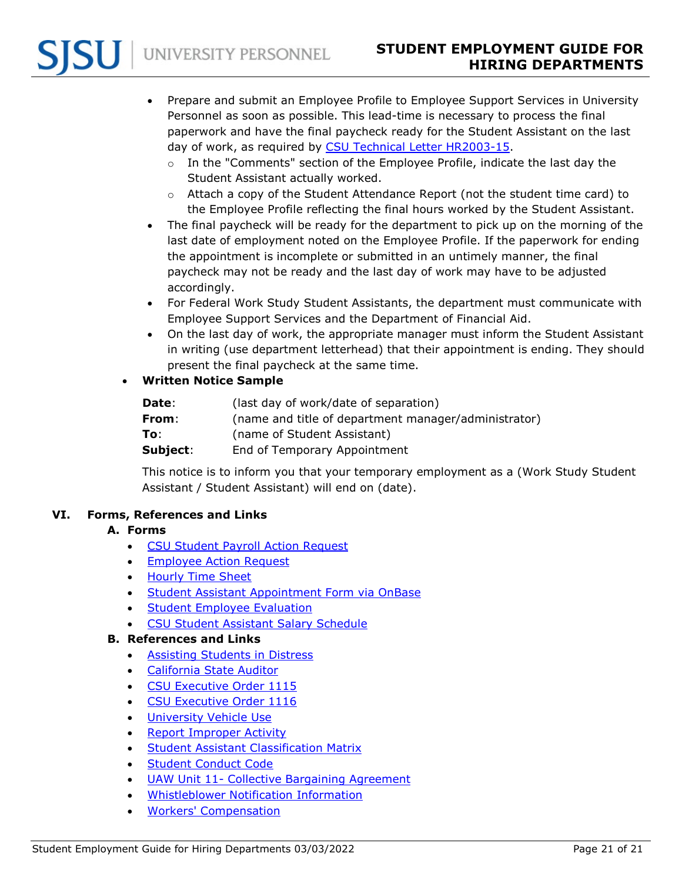- Prepare and submit an Employee Profile to Employee Support Services in University Personnel as soon as possible. This lead-time is necessary to process the final paperwork and have the final paycheck ready for the Student Assistant on the last day of work, as required by CSU Technical Letter HR2003-15.
  - In the "Comments" section of the Employee Profile, indicate the last day the Student Assistant actually worked.
  - Attach a copy of the Student Attendance Report (not the student time card) to the Employee Profile reflecting the final hours worked by the Student Assistant.
- The final paycheck will be ready for the department to pick up on the morning of the last date of employment noted on the Employee Profile. If the paperwork for ending the appointment is incomplete or submitted in an untimely manner, the final paycheck may not be ready and the last day of work may have to be adjusted accordingly.
- For Federal Work Study Student Assistants, the department must communicate with Employee Support Services and the Department of Financial Aid.
- On the last day of work, the appropriate manager must inform the Student Assistant in writing (use department letterhead) that their appointment is ending. They should present the final paycheck at the same time.

- **Written Notice Sample**

  **Date**: (last day of work/date of separation)
  **From**: (name and title of department manager/administrator)
  **To**: (name of Student Assistant)
  **Subject**: End of Temporary Appointment

  This notice is to inform you that your temporary employment as a (Work Study Student Assistant / Student Assistant) will end on (date).

## VI. Forms, References and Links

### A. Forms

- CSU Student Payroll Action Request
- Employee Action Request
- Hourly Time Sheet
- Student Assistant Appointment Form via OnBase
- Student Employee Evaluation
- CSU Student Assistant Salary Schedule

### B. References and Links

- Assisting Students in Distress
- California State Auditor
- CSU Executive Order 1115
- CSU Executive Order 1116
- University Vehicle Use
- Report Improper Activity
- Student Assistant Classification Matrix
- Student Conduct Code
- UAW Unit 11- Collective Bargaining Agreement
- Whistleblower Notification Information
- Workers' Compensation